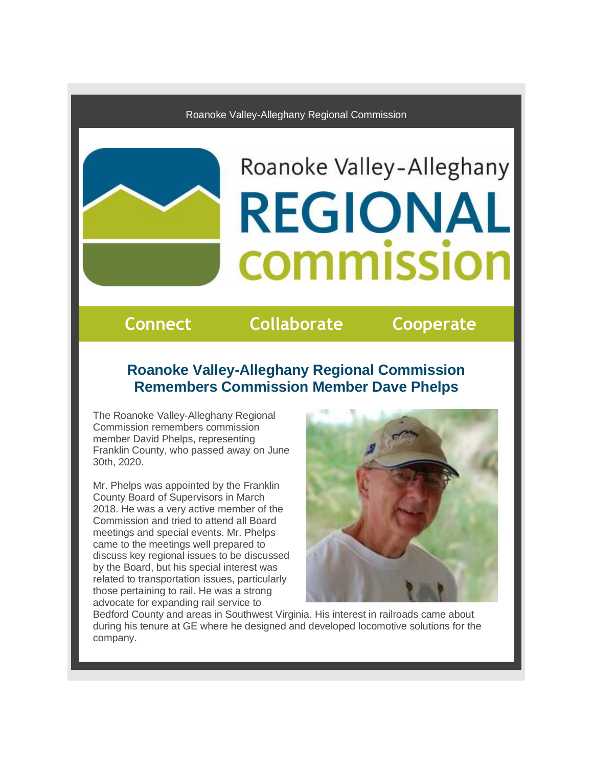Roanoke Valley-Alleghany Regional Commission

Roanoke Valley-Alleghany
REGIONAL
commission

Connect Collaborate Cooperate

## Roanoke Valley-Alleghany Regional Commission Remembers Commission Member Dave Phelps

The Roanoke Valley-Alleghany Regional Commission remembers commission member David Phelps, representing Franklin County, who passed away on June 30th, 2020.

Mr. Phelps was appointed by the Franklin County Board of Supervisors in March 2018. He was a very active member of the Commission and tried to attend all Board meetings and special events. Mr. Phelps came to the meetings well prepared to discuss key regional issues to be discussed by the Board, but his special interest was related to transportation issues, particularly those pertaining to rail. He was a strong advocate for expanding rail service to Bedford County and areas in Southwest Virginia. His interest in railroads came about during his tenure at GE where he designed and developed locomotive solutions for the company.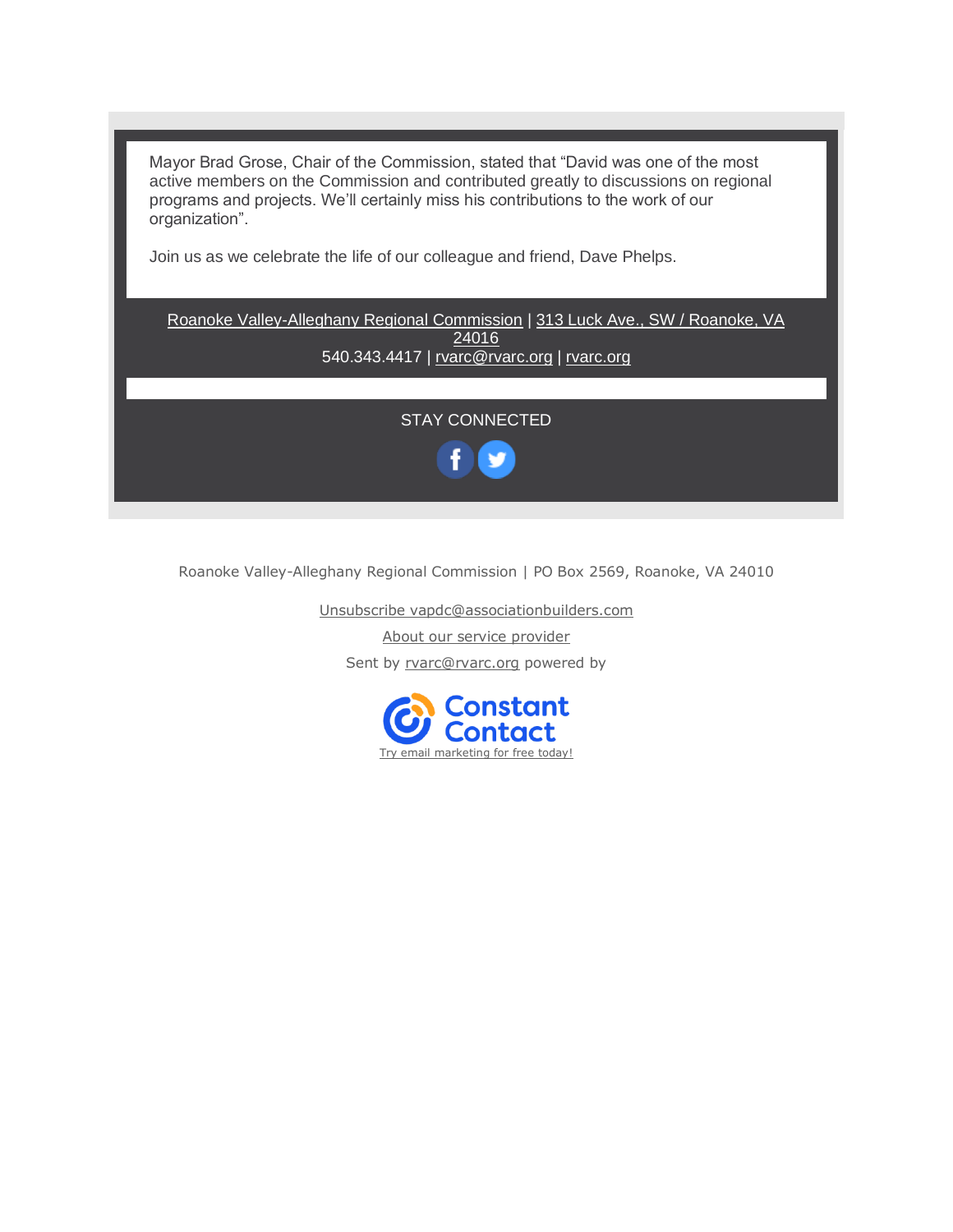Mayor Brad Grose, Chair of the Commission, stated that “David was one of the most active members on the Commission and contributed greatly to discussions on regional programs and projects. We’ll certainly miss his contributions to the work of our organization”.

Join us as we celebrate the life of our colleague and friend, Dave Phelps.

Roanoke Valley-Alleghany Regional Commission | 313 Luck Ave., SW / Roanoke, VA 24016
540.343.4417 | rvarc@rvarc.org | rvarc.org

STAY CONNECTED

Roanoke Valley-Alleghany Regional Commission | PO Box 2569, Roanoke, VA 24010

Unsubscribe vapdc@associationbuilders.com

About our service provider

Sent by rvarc@rvarc.org powered by

Constant Contact

Try email marketing for free today!